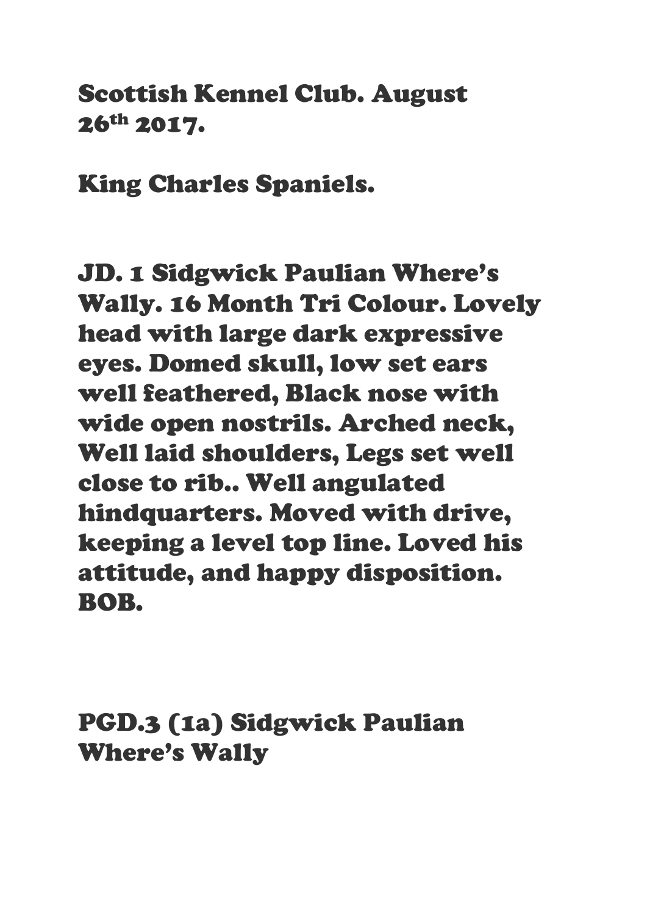# Scottish Kennel Club. August 26th 2017.

## King Charles Spaniels.

**JD. 1 Sidgwick Paulian Where's Wally. 16 Month Tri Colour. Lovely head with large dark expressive eyes. Domed skull, low set ears well feathered, Black nose with wide open nostrils. Arched neck, Well laid shoulders, Legs set well close to rib.. Well angulated hindquarters. Moved with drive, keeping a level top line. Loved his attitude, and happy disposition. BOB.**

**PGD.3 (1a) Sidgwick Paulian Where's Wally**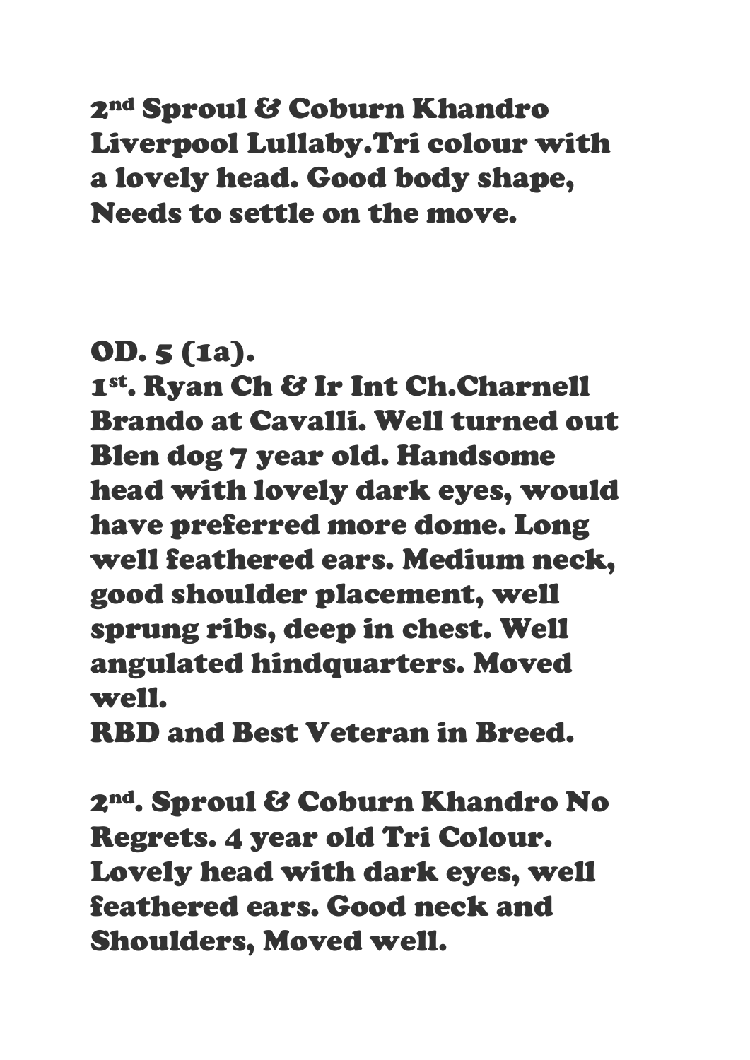2nd Sproul & Coburn Khandro Liverpool Lullaby.Tri colour with a lovely head. Good body shape, Needs to settle on the move.

OD. 5 (1a).

1st. Ryan Ch & Ir Int Ch.Charnell Brando at Cavalli. Well turned out Blen dog 7 year old. Handsome head with lovely dark eyes, would have preferred more dome. Long well feathered ears. Medium neck, good shoulder placement, well sprung ribs, deep in chest. Well angulated hindquarters. Moved well.

RBD and Best Veteran in Breed.

2nd. Sproul & Coburn Khandro No Regrets. 4 year old Tri Colour. Lovely head with dark eyes, well feathered ears. Good neck and Shoulders, Moved well.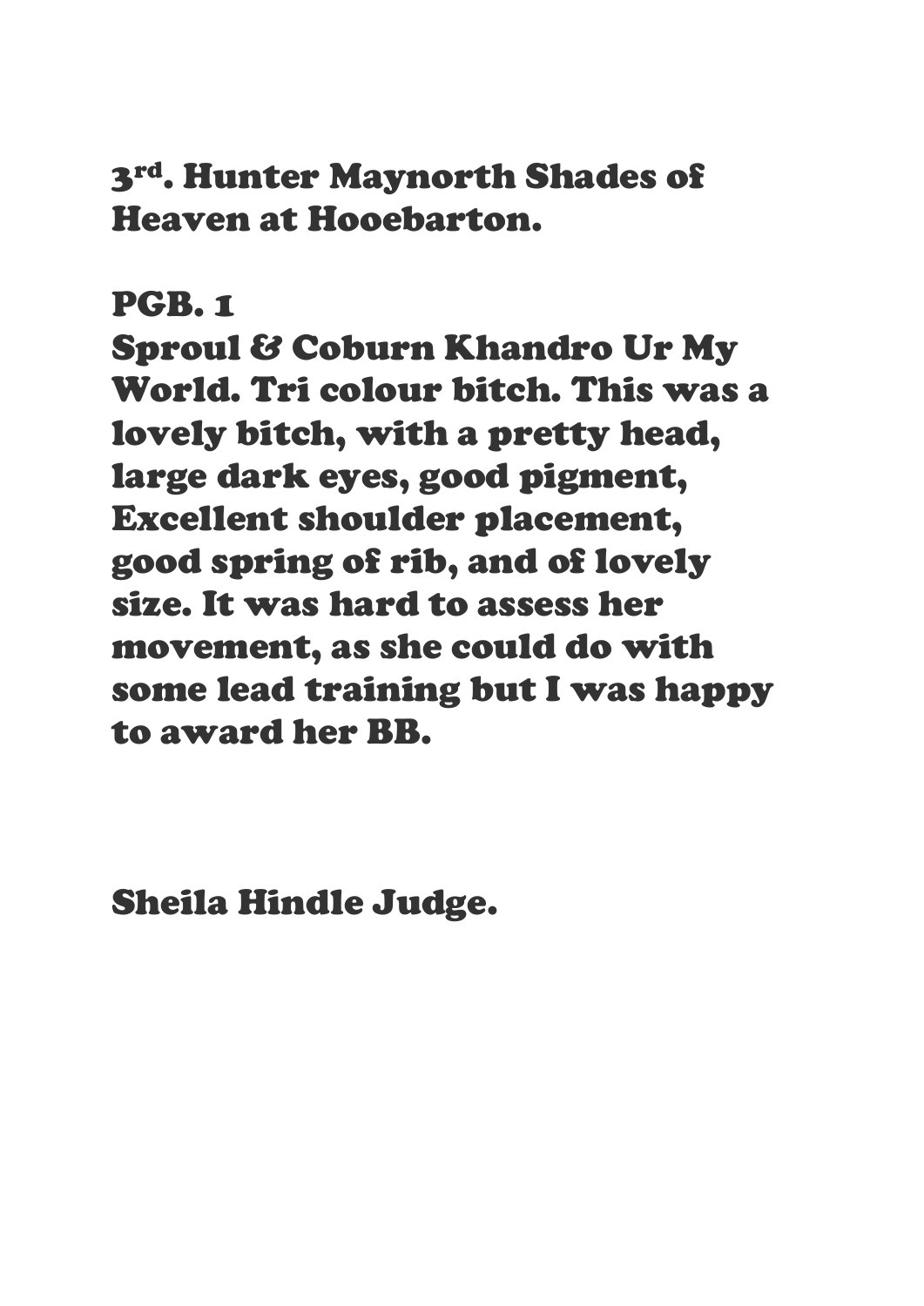3rd. Hunter Maynorth Shades of Heaven at Hooebarton.

PGB. 1
Sproul & Coburn Khandro Ur My World. Tri colour bitch. This was a lovely bitch, with a pretty head, large dark eyes, good pigment, Excellent shoulder placement, good spring of rib, and of lovely size. It was hard to assess her movement, as she could do with some lead training but I was happy to award her BB.

Sheila Hindle Judge.